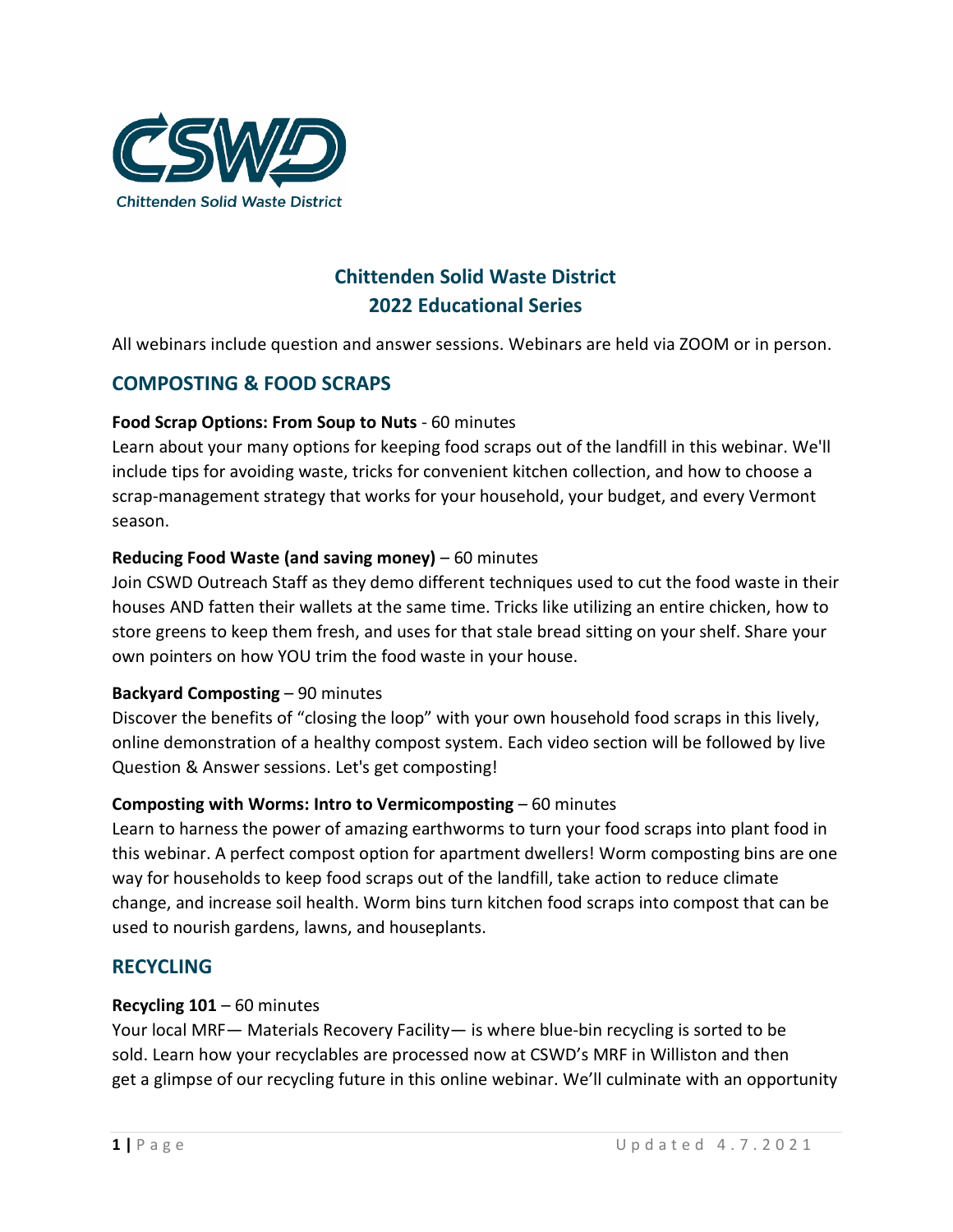# Chittenden Solid Waste District 2022 Educational Series

All webinars include question and answer sessions. Webinars are held via ZOOM or in person.

## COMPOSTING & FOOD SCRAPS

**Food Scrap Options: From Soup to Nuts** - 60 minutes

Learn about your many options for keeping food scraps out of the landfill in this webinar. We'll include tips for avoiding waste, tricks for convenient kitchen collection, and how to choose a scrap-management strategy that works for your household, your budget, and every Vermont season.

**Reducing Food Waste (and saving money)** – 60 minutes

Join CSWD Outreach Staff as they demo different techniques used to cut the food waste in their houses AND fatten their wallets at the same time. Tricks like utilizing an entire chicken, how to store greens to keep them fresh, and uses for that stale bread sitting on your shelf. Share your own pointers on how YOU trim the food waste in your house.

**Backyard Composting** – 90 minutes

Discover the benefits of "closing the loop" with your own household food scraps in this lively, online demonstration of a healthy compost system. Each video section will be followed by live Question & Answer sessions. Let's get composting!

**Composting with Worms: Intro to Vermicomposting** – 60 minutes

Learn to harness the power of amazing earthworms to turn your food scraps into plant food in this webinar. A perfect compost option for apartment dwellers! Worm composting bins are one way for households to keep food scraps out of the landfill, take action to reduce climate change, and increase soil health. Worm bins turn kitchen food scraps into compost that can be used to nourish gardens, lawns, and houseplants.

## RECYCLING

**Recycling 101** – 60 minutes

Your local MRF— Materials Recovery Facility— is where blue-bin recycling is sorted to be sold. Learn how your recyclables are processed now at CSWD's MRF in Williston and then get a glimpse of our recycling future in this online webinar. We'll culminate with an opportunity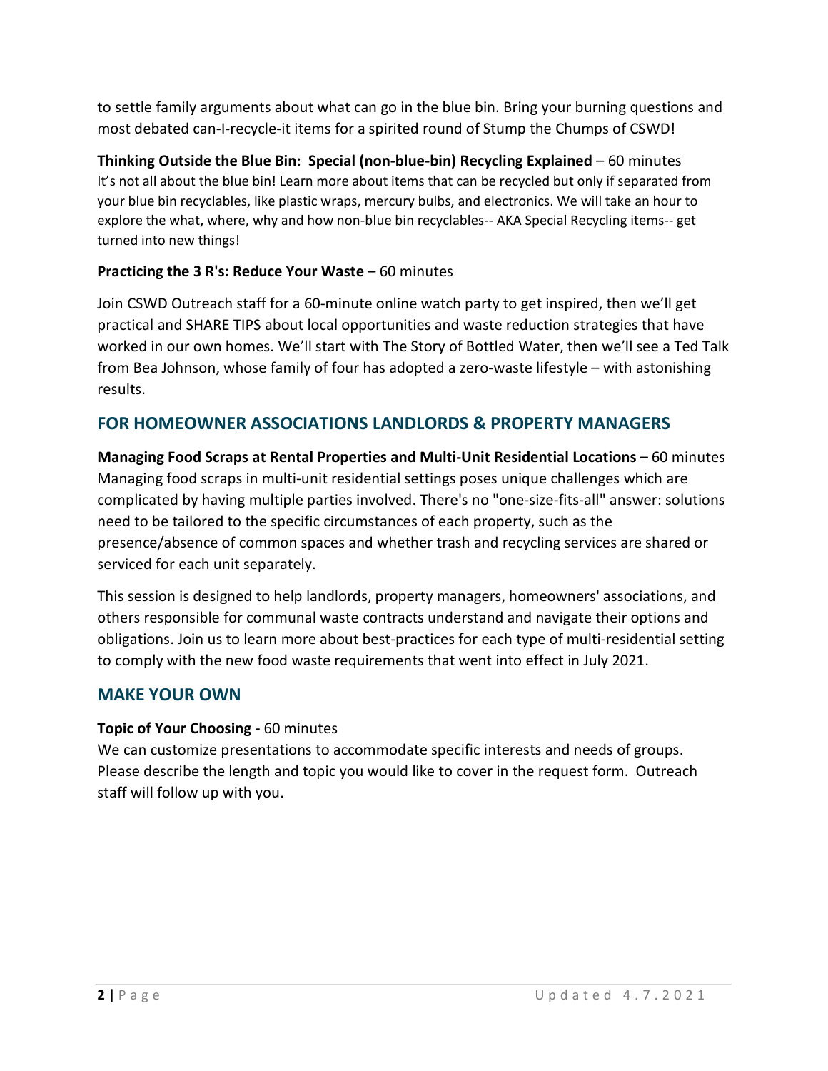to settle family arguments about what can go in the blue bin. Bring your burning questions and most debated can-I-recycle-it items for a spirited round of Stump the Chumps of CSWD!

**Thinking Outside the Blue Bin: Special (non-blue-bin) Recycling Explained** – 60 minutes
It's not all about the blue bin! Learn more about items that can be recycled but only if separated from your blue bin recyclables, like plastic wraps, mercury bulbs, and electronics. We will take an hour to explore the what, where, why and how non-blue bin recyclables-- AKA Special Recycling items-- get turned into new things!

**Practicing the 3 R's: Reduce Your Waste** – 60 minutes

Join CSWD Outreach staff for a 60-minute online watch party to get inspired, then we'll get practical and SHARE TIPS about local opportunities and waste reduction strategies that have worked in our own homes. We'll start with The Story of Bottled Water, then we'll see a Ted Talk from Bea Johnson, whose family of four has adopted a zero-waste lifestyle – with astonishing results.

## FOR HOMEOWNER ASSOCIATIONS LANDLORDS & PROPERTY MANAGERS

**Managing Food Scraps at Rental Properties and Multi-Unit Residential Locations –** 60 minutes
Managing food scraps in multi-unit residential settings poses unique challenges which are complicated by having multiple parties involved. There's no "one-size-fits-all" answer: solutions need to be tailored to the specific circumstances of each property, such as the presence/absence of common spaces and whether trash and recycling services are shared or serviced for each unit separately.

This session is designed to help landlords, property managers, homeowners' associations, and others responsible for communal waste contracts understand and navigate their options and obligations. Join us to learn more about best-practices for each type of multi-residential setting to comply with the new food waste requirements that went into effect in July 2021.

## MAKE YOUR OWN

**Topic of Your Choosing -** 60 minutes
We can customize presentations to accommodate specific interests and needs of groups. Please describe the length and topic you would like to cover in the request form. Outreach staff will follow up with you.